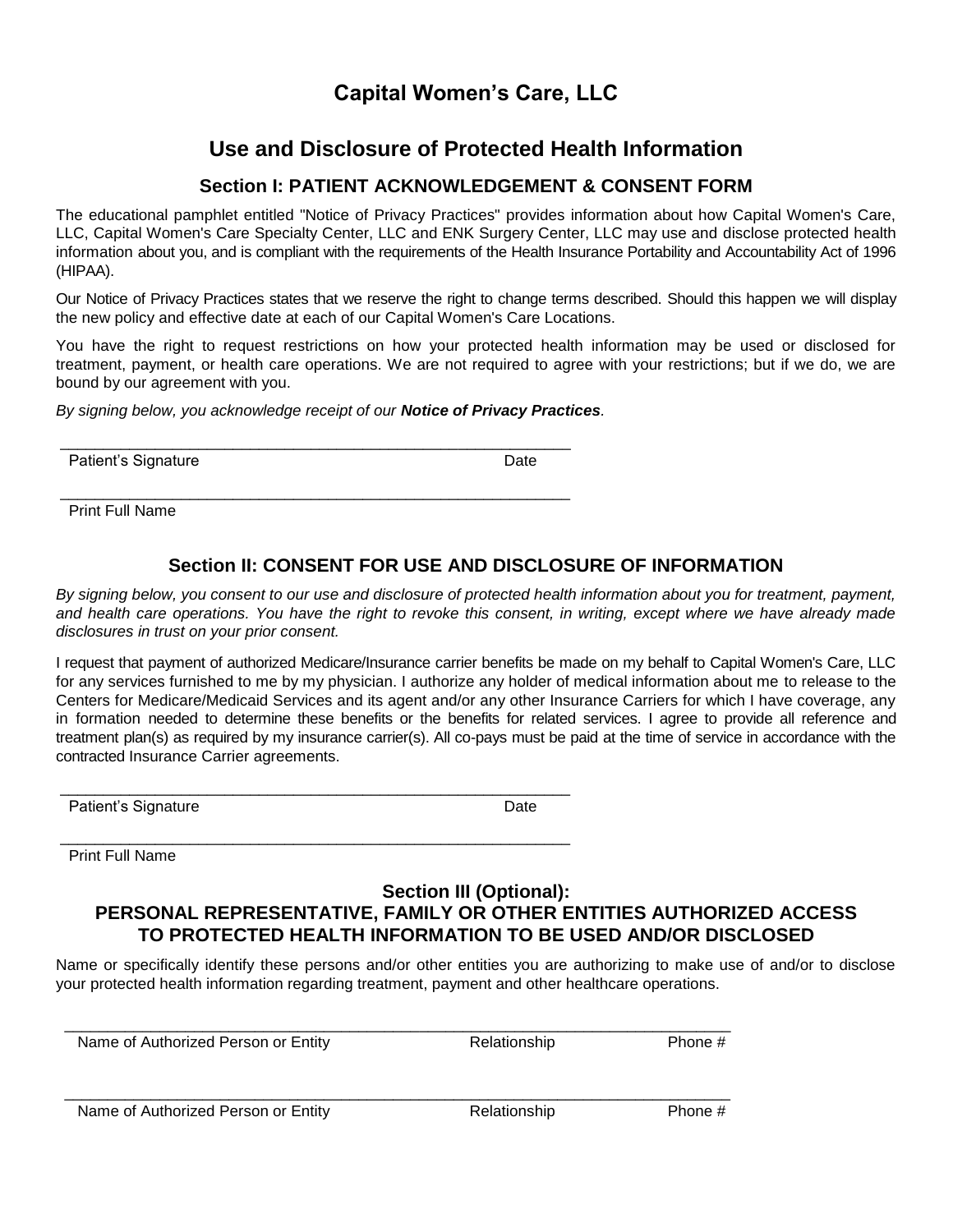# Capital Women's Care, LLC

## Use and Disclosure of Protected Health Information

### Section I: PATIENT ACKNOWLEDGEMENT & CONSENT FORM

The educational pamphlet entitled "Notice of Privacy Practices" provides information about how Capital Women's Care, LLC, Capital Women's Care Specialty Center, LLC and ENK Surgery Center, LLC may use and disclose protected health information about you, and is compliant with the requirements of the Health Insurance Portability and Accountability Act of 1996 (HIPAA).

Our Notice of Privacy Practices states that we reserve the right to change terms described. Should this happen we will display the new policy and effective date at each of our Capital Women's Care Locations.

You have the right to request restrictions on how your protected health information may be used or disclosed for treatment, payment, or health care operations. We are not required to agree with your restrictions; but if we do, we are bound by our agreement with you.

*By signing below, you acknowledge receipt of our* ***Notice of Privacy Practices****.*

_______________________________________________________________

Patient's Signature                                                                    Date

_______________________________________________________________

Print Full Name

### Section II: CONSENT FOR USE AND DISCLOSURE OF INFORMATION

*By signing below, you consent to our use and disclosure of protected health information about you for treatment, payment, and health care operations. You have the right to revoke this consent, in writing, except where we have already made disclosures in trust on your prior consent.*

I request that payment of authorized Medicare/Insurance carrier benefits be made on my behalf to Capital Women's Care, LLC for any services furnished to me by my physician. I authorize any holder of medical information about me to release to the Centers for Medicare/Medicaid Services and its agent and/or any other Insurance Carriers for which I have coverage, any in formation needed to determine these benefits or the benefits for related services. I agree to provide all reference and treatment plan(s) as required by my insurance carrier(s). All co-pays must be paid at the time of service in accordance with the contracted Insurance Carrier agreements.

_______________________________________________________________

Patient's Signature                                                                    Date

_______________________________________________________________

Print Full Name

### Section III (Optional):
### PERSONAL REPRESENTATIVE, FAMILY OR OTHER ENTITIES AUTHORIZED ACCESS TO PROTECTED HEALTH INFORMATION TO BE USED AND/OR DISCLOSED

Name or specifically identify these persons and/or other entities you are authorizing to make use of and/or to disclose your protected health information regarding treatment, payment and other healthcare operations.

_________________________________________________________________________________

Name of Authorized Person or Entity                    Relationship                    Phone #

_________________________________________________________________________________

Name of Authorized Person or Entity                    Relationship                    Phone #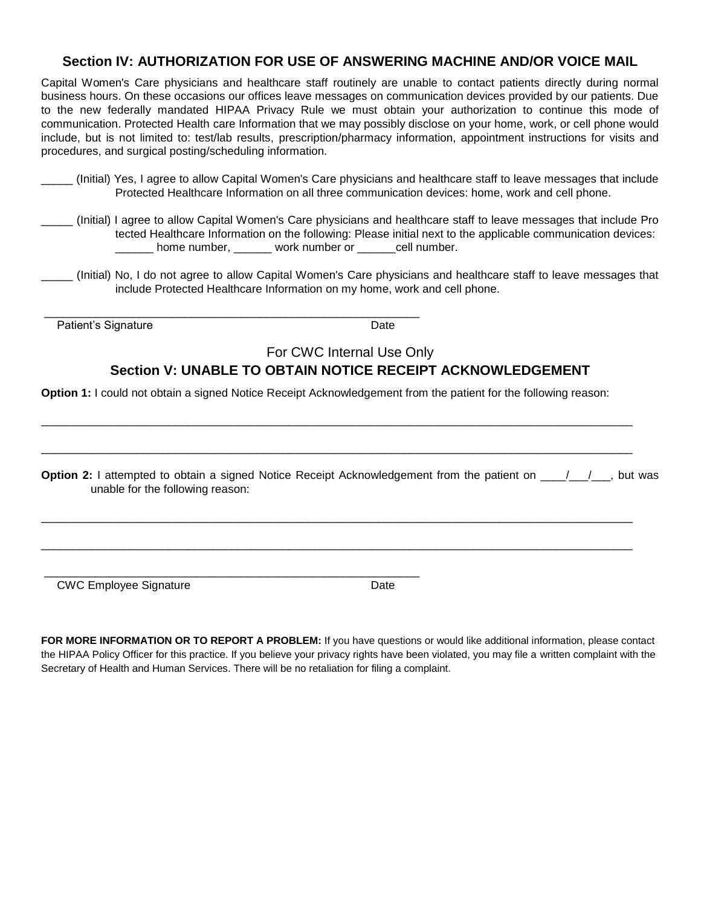## Section IV: AUTHORIZATION FOR USE OF ANSWERING MACHINE AND/OR VOICE MAIL

Capital Women's Care physicians and healthcare staff routinely are unable to contact patients directly during normal business hours. On these occasions our offices leave messages on communication devices provided by our patients. Due to the new federally mandated HIPAA Privacy Rule we must obtain your authorization to continue this mode of communication. Protected Health care Information that we may possibly disclose on your home, work, or cell phone would include, but is not limited to: test/lab results, prescription/pharmacy information, appointment instructions for visits and procedures, and surgical posting/scheduling information.

_____ (Initial) Yes, I agree to allow Capital Women's Care physicians and healthcare staff to leave messages that include Protected Healthcare Information on all three communication devices: home, work and cell phone.

_____ (Initial) I agree to allow Capital Women's Care physicians and healthcare staff to leave messages that include Pro tected Healthcare Information on the following: Please initial next to the applicable communication devices: ______ home number, ______ work number or ______cell number.

_____ (Initial) No, I do not agree to allow Capital Women's Care physicians and healthcare staff to leave messages that include Protected Healthcare Information on my home, work and cell phone.

_____________________________________________________________

Patient's Signature Date

For CWC Internal Use Only

## Section V: UNABLE TO OBTAIN NOTICE RECEIPT ACKNOWLEDGEMENT

**Option 1:** I could not obtain a signed Notice Receipt Acknowledgement from the patient for the following reason:

_______________________________________________________________________________________________

_______________________________________________________________________________________________

**Option 2:** I attempted to obtain a signed Notice Receipt Acknowledgement from the patient on ____/___/___, but was unable for the following reason:

_______________________________________________________________________________________________

_______________________________________________________________________________________________

_____________________________________________________________

CWC Employee Signature Date

**FOR MORE INFORMATION OR TO REPORT A PROBLEM:** If you have questions or would like additional information, please contact the HIPAA Policy Officer for this practice. If you believe your privacy rights have been violated, you may file a written complaint with the Secretary of Health and Human Services. There will be no retaliation for filing a complaint.